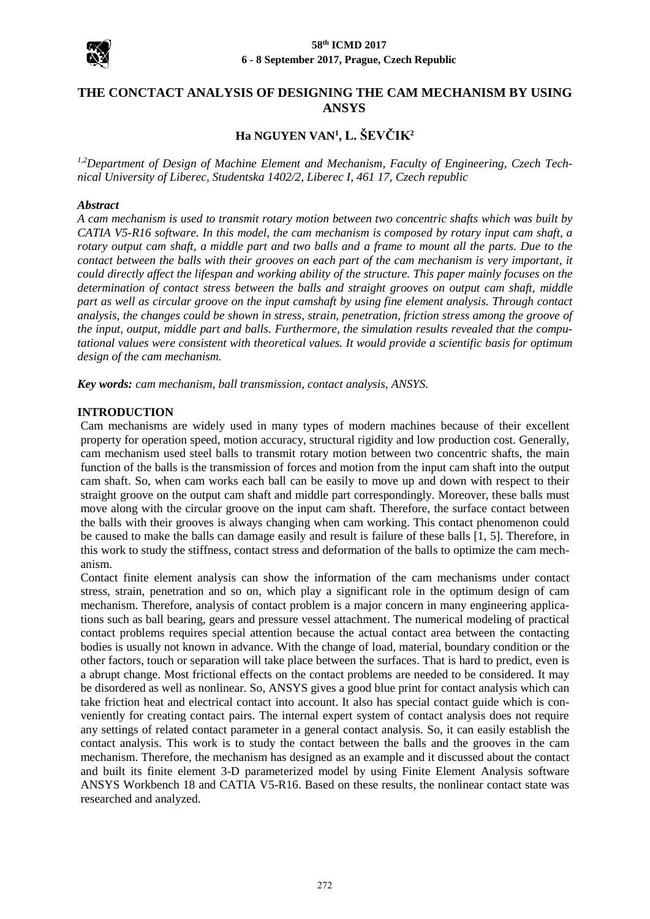# THE CONCTACT ANALYSIS OF DESIGNING THE CAM MECHANISM BY USING ANSYS

## Ha NGUYEN VAN[1], L. ŠEVČIK[2]

*[1,2]Department of Design of Machine Element and Mechanism, Faculty of Engineering, Czech Technical University of Liberec, Studentska 1402/2, Liberec I, 461 17, Czech republic*

***Abstract***

*A cam mechanism is used to transmit rotary motion between two concentric shafts which was built by CATIA V5-R16 software. In this model, the cam mechanism is composed by rotary input cam shaft, a rotary output cam shaft, a middle part and two balls and a frame to mount all the parts. Due to the contact between the balls with their grooves on each part of the cam mechanism is very important, it could directly affect the lifespan and working ability of the structure. This paper mainly focuses on the determination of contact stress between the balls and straight grooves on output cam shaft, middle part as well as circular groove on the input camshaft by using fine element analysis. Through contact analysis, the changes could be shown in stress, strain, penetration, friction stress among the groove of the input, output, middle part and balls. Furthermore, the simulation results revealed that the computational values were consistent with theoretical values. It would provide a scientific basis for optimum design of the cam mechanism.*

***Key words:*** *cam mechanism, ball transmission, contact analysis, ANSYS.*

**INTRODUCTION**

Cam mechanisms are widely used in many types of modern machines because of their excellent property for operation speed, motion accuracy, structural rigidity and low production cost. Generally, cam mechanism used steel balls to transmit rotary motion between two concentric shafts, the main function of the balls is the transmission of forces and motion from the input cam shaft into the output cam shaft. So, when cam works each ball can be easily to move up and down with respect to their straight groove on the output cam shaft and middle part correspondingly. Moreover, these balls must move along with the circular groove on the input cam shaft. Therefore, the surface contact between the balls with their grooves is always changing when cam working. This contact phenomenon could be caused to make the balls can damage easily and result is failure of these balls [1, 5]. Therefore, in this work to study the stiffness, contact stress and deformation of the balls to optimize the cam mechanism.

Contact finite element analysis can show the information of the cam mechanisms under contact stress, strain, penetration and so on, which play a significant role in the optimum design of cam mechanism. Therefore, analysis of contact problem is a major concern in many engineering applications such as ball bearing, gears and pressure vessel attachment. The numerical modeling of practical contact problems requires special attention because the actual contact area between the contacting bodies is usually not known in advance. With the change of load, material, boundary condition or the other factors, touch or separation will take place between the surfaces. That is hard to predict, even is a abrupt change. Most frictional effects on the contact problems are needed to be considered. It may be disordered as well as nonlinear. So, ANSYS gives a good blue print for contact analysis which can take friction heat and electrical contact into account. It also has special contact guide which is conveniently for creating contact pairs. The internal expert system of contact analysis does not require any settings of related contact parameter in a general contact analysis. So, it can easily establish the contact analysis. This work is to study the contact between the balls and the grooves in the cam mechanism. Therefore, the mechanism has designed as an example and it discussed about the contact and built its finite element 3-D parameterized model by using Finite Element Analysis software ANSYS Workbench 18 and CATIA V5-R16. Based on these results, the nonlinear contact state was researched and analyzed.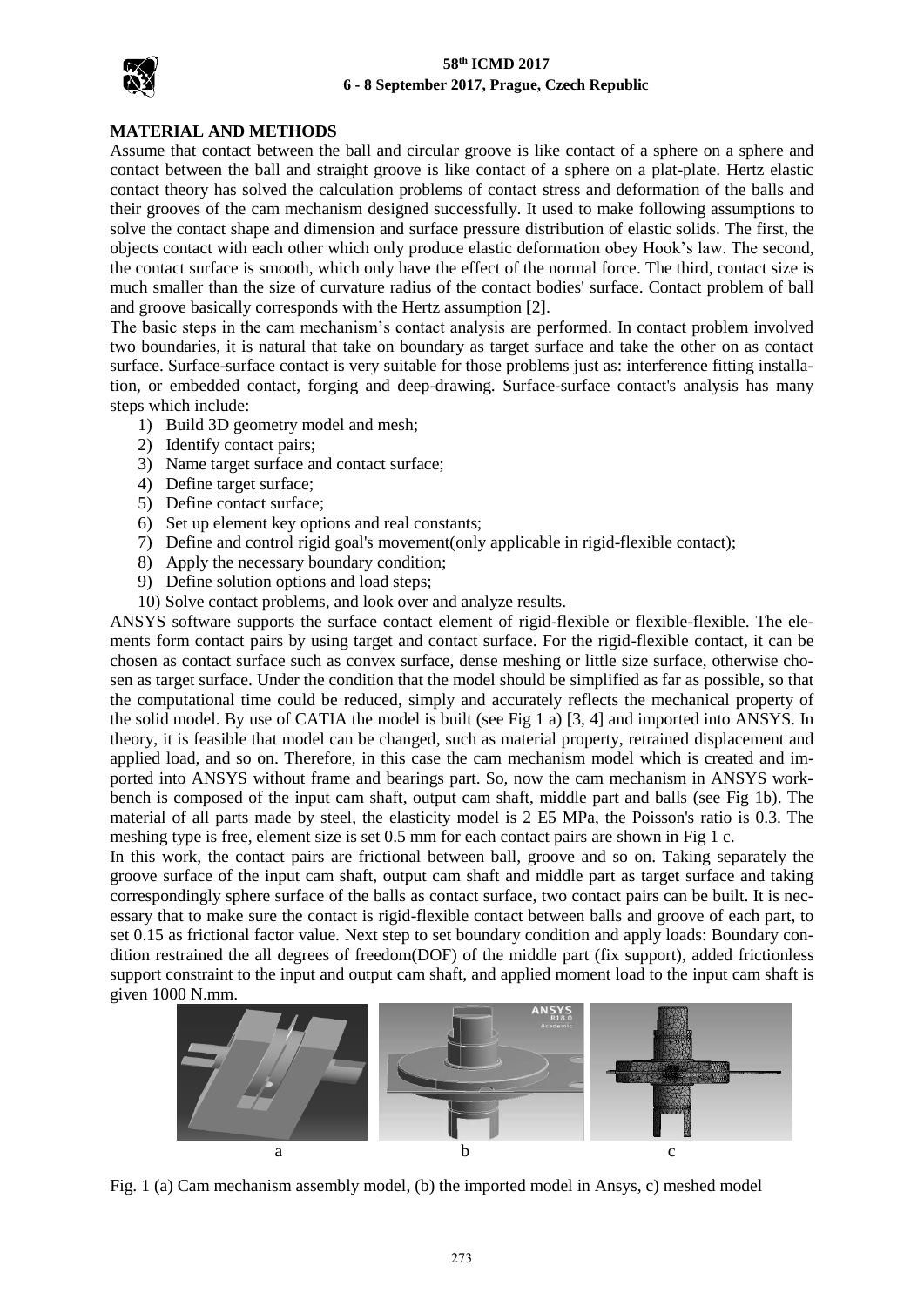## MATERIAL AND METHODS

Assume that contact between the ball and circular groove is like contact of a sphere on a sphere and contact between the ball and straight groove is like contact of a sphere on a plat-plate. Hertz elastic contact theory has solved the calculation problems of contact stress and deformation of the balls and their grooves of the cam mechanism designed successfully. It used to make following assumptions to solve the contact shape and dimension and surface pressure distribution of elastic solids. The first, the objects contact with each other which only produce elastic deformation obey Hook's law. The second, the contact surface is smooth, which only have the effect of the normal force. The third, contact size is much smaller than the size of curvature radius of the contact bodies' surface. Contact problem of ball and groove basically corresponds with the Hertz assumption [2].

The basic steps in the cam mechanism's contact analysis are performed. In contact problem involved two boundaries, it is natural that take on boundary as target surface and take the other on as contact surface. Surface-surface contact is very suitable for those problems just as: interference fitting installation, or embedded contact, forging and deep-drawing. Surface-surface contact's analysis has many steps which include:

1) Build 3D geometry model and mesh;
2) Identify contact pairs;
3) Name target surface and contact surface;
4) Define target surface;
5) Define contact surface;
6) Set up element key options and real constants;
7) Define and control rigid goal's movement(only applicable in rigid-flexible contact);
8) Apply the necessary boundary condition;
9) Define solution options and load steps;
10) Solve contact problems, and look over and analyze results.

ANSYS software supports the surface contact element of rigid-flexible or flexible-flexible. The elements form contact pairs by using target and contact surface. For the rigid-flexible contact, it can be chosen as contact surface such as convex surface, dense meshing or little size surface, otherwise chosen as target surface. Under the condition that the model should be simplified as far as possible, so that the computational time could be reduced, simply and accurately reflects the mechanical property of the solid model. By use of CATIA the model is built (see Fig 1 a) [3, 4] and imported into ANSYS. In theory, it is feasible that model can be changed, such as material property, retrained displacement and applied load, and so on. Therefore, in this case the cam mechanism model which is created and imported into ANSYS without frame and bearings part. So, now the cam mechanism in ANSYS workbench is composed of the input cam shaft, output cam shaft, middle part and balls (see Fig 1b). The material of all parts made by steel, the elasticity model is 2 E5 MPa, the Poisson's ratio is 0.3. The meshing type is free, element size is set 0.5 mm for each contact pairs are shown in Fig 1 c.

In this work, the contact pairs are frictional between ball, groove and so on. Taking separately the groove surface of the input cam shaft, output cam shaft and middle part as target surface and taking correspondingly sphere surface of the balls as contact surface, two contact pairs can be built. It is necessary that to make sure the contact is rigid-flexible contact between balls and groove of each part, to set 0.15 as frictional factor value. Next step to set boundary condition and apply loads: Boundary condition restrained the all degrees of freedom(DOF) of the middle part (fix support), added frictionless support constraint to the input and output cam shaft, and applied moment load to the input cam shaft is given 1000 N.mm.

Fig. 1 (a) Cam mechanism assembly model, (b) the imported model in Ansys, c) meshed model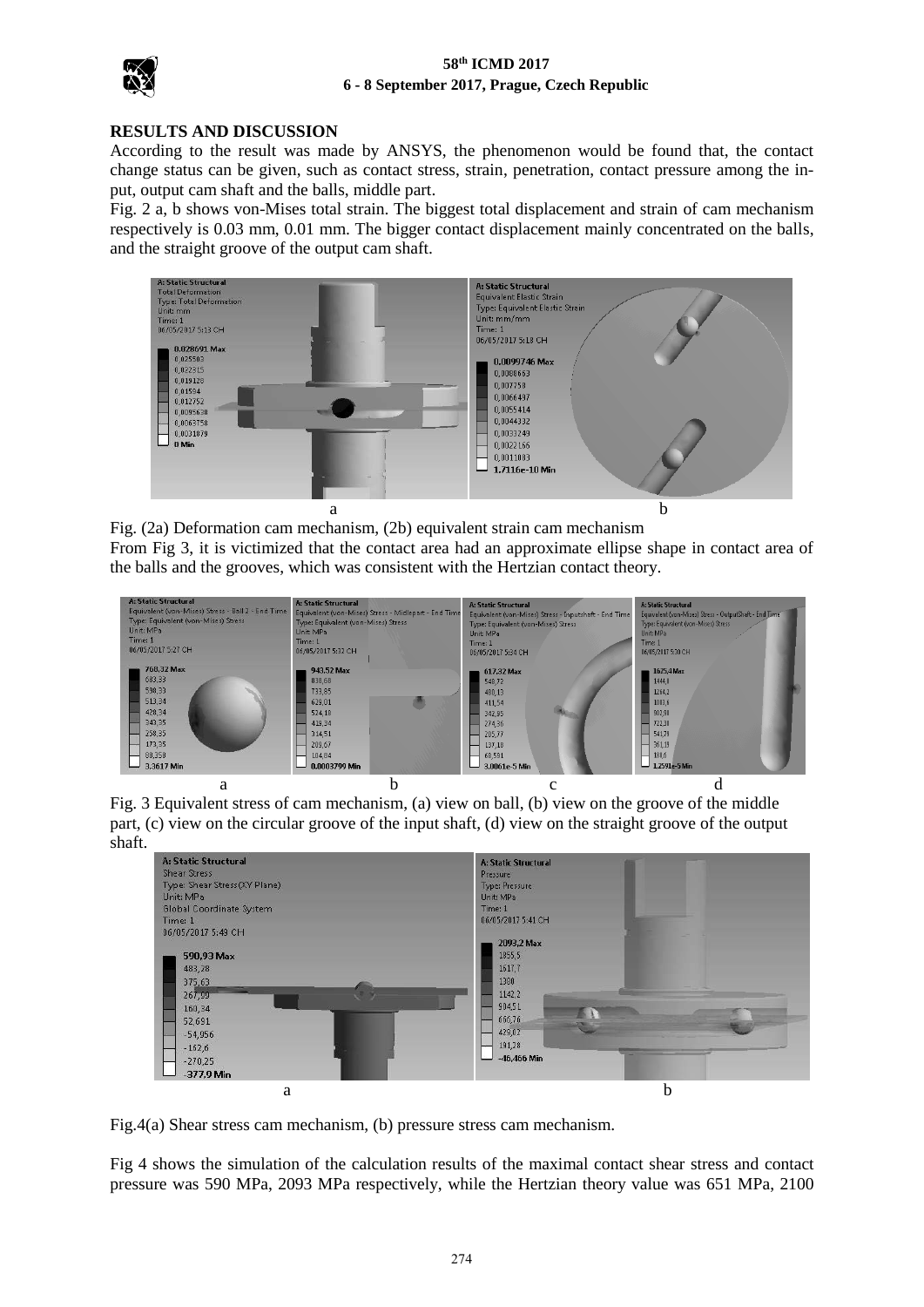## RESULTS AND DISCUSSION

According to the result was made by ANSYS, the phenomenon would be found that, the contact change status can be given, such as contact stress, strain, penetration, contact pressure among the in-put, output cam shaft and the balls, middle part.

Fig. 2 a, b shows von-Mises total strain. The biggest total displacement and strain of cam mechanism respectively is 0.03 mm, 0.01 mm. The bigger contact displacement mainly concentrated on the balls, and the straight groove of the output cam shaft.

Fig. (2a) Deformation cam mechanism, (2b) equivalent strain cam mechanism

From Fig 3, it is victimized that the contact area had an approximate ellipse shape in contact area of the balls and the grooves, which was consistent with the Hertzian contact theory.

Fig. 3 Equivalent stress of cam mechanism, (a) view on ball, (b) view on the groove of the middle part, (c) view on the circular groove of the input shaft, (d) view on the straight groove of the output shaft.

Fig.4(a) Shear stress cam mechanism, (b) pressure stress cam mechanism.

Fig 4 shows the simulation of the calculation results of the maximal contact shear stress and contact pressure was 590 MPa, 2093 MPa respectively, while the Hertzian theory value was 651 MPa, 2100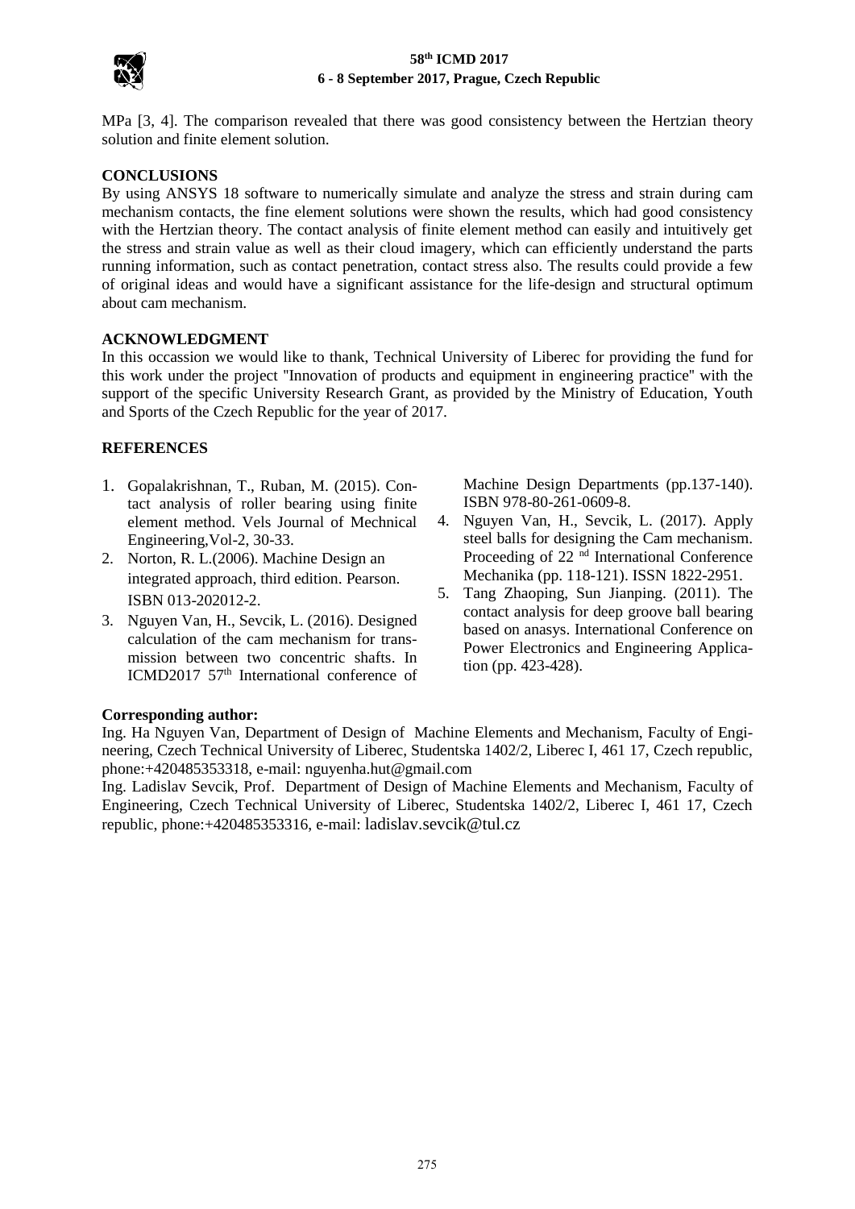MPa [3, 4]. The comparison revealed that there was good consistency between the Hertzian theory solution and finite element solution.

## CONCLUSIONS

By using ANSYS 18 software to numerically simulate and analyze the stress and strain during cam mechanism contacts, the fine element solutions were shown the results, which had good consistency with the Hertzian theory. The contact analysis of finite element method can easily and intuitively get the stress and strain value as well as their cloud imagery, which can efficiently understand the parts running information, such as contact penetration, contact stress also. The results could provide a few of original ideas and would have a significant assistance for the life-design and structural optimum about cam mechanism.

## ACKNOWLEDGMENT

In this occassion we would like to thank, Technical University of Liberec for providing the fund for this work under the project "Innovation of products and equipment in engineering practice" with the support of the specific University Research Grant, as provided by the Ministry of Education, Youth and Sports of the Czech Republic for the year of 2017.

## REFERENCES

1. Gopalakrishnan, T., Ruban, M. (2015). Contact analysis of roller bearing using finite element method. Vels Journal of Mechnical Engineering,Vol-2, 30-33.
2. Norton, R. L.(2006). Machine Design an integrated approach, third edition. Pearson. ISBN 013-202012-2.
3. Nguyen Van, H., Sevcik, L. (2016). Designed calculation of the cam mechanism for transmission between two concentric shafts. In ICMD2017 57th International conference of Machine Design Departments (pp.137-140). ISBN 978-80-261-0609-8.
4. Nguyen Van, H., Sevcik, L. (2017). Apply steel balls for designing the Cam mechanism. Proceeding of 22 nd International Conference Mechanika (pp. 118-121). ISSN 1822-2951.
5. Tang Zhaoping, Sun Jianping. (2011). The contact analysis for deep groove ball bearing based on anasys. International Conference on Power Electronics and Engineering Application (pp. 423-428).

**Corresponding author:**

Ing. Ha Nguyen Van, Department of Design of Machine Elements and Mechanism, Faculty of Engineering, Czech Technical University of Liberec, Studentska 1402/2, Liberec I, 461 17, Czech republic, phone:+420485353318, e-mail: nguyenha.hut@gmail.com

Ing. Ladislav Sevcik, Prof. Department of Design of Machine Elements and Mechanism, Faculty of Engineering, Czech Technical University of Liberec, Studentska 1402/2, Liberec I, 461 17, Czech republic, phone:+420485353316, e-mail: ladislav.sevcik@tul.cz